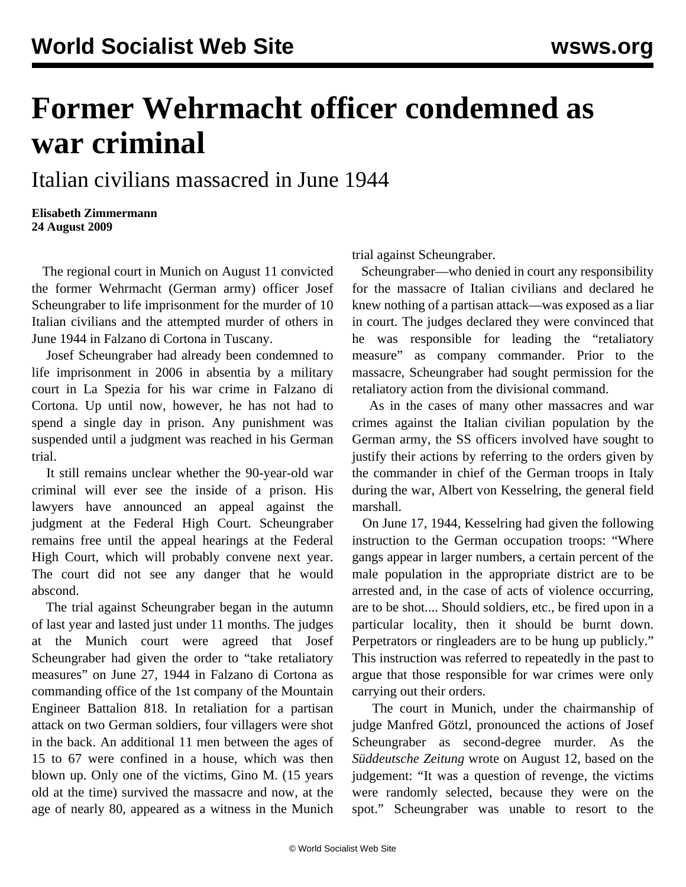# Former Wehrmacht officer condemned as war criminal

## Italian civilians massacred in June 1944

**Elisabeth Zimmermann**
**24 August 2009**

The regional court in Munich on August 11 convicted the former Wehrmacht (German army) officer Josef Scheungraber to life imprisonment for the murder of 10 Italian civilians and the attempted murder of others in June 1944 in Falzano di Cortona in Tuscany.

Josef Scheungraber had already been condemned to life imprisonment in 2006 in absentia by a military court in La Spezia for his war crime in Falzano di Cortona. Up until now, however, he has not had to spend a single day in prison. Any punishment was suspended until a judgment was reached in his German trial.

It still remains unclear whether the 90-year-old war criminal will ever see the inside of a prison. His lawyers have announced an appeal against the judgment at the Federal High Court. Scheungraber remains free until the appeal hearings at the Federal High Court, which will probably convene next year. The court did not see any danger that he would abscond.

The trial against Scheungraber began in the autumn of last year and lasted just under 11 months. The judges at the Munich court were agreed that Josef Scheungraber had given the order to "take retaliatory measures" on June 27, 1944 in Falzano di Cortona as commanding office of the 1st company of the Mountain Engineer Battalion 818. In retaliation for a partisan attack on two German soldiers, four villagers were shot in the back. An additional 11 men between the ages of 15 to 67 were confined in a house, which was then blown up. Only one of the victims, Gino M. (15 years old at the time) survived the massacre and now, at the age of nearly 80, appeared as a witness in the Munich trial against Scheungraber.

Scheungraber—who denied in court any responsibility for the massacre of Italian civilians and declared he knew nothing of a partisan attack—was exposed as a liar in court. The judges declared they were convinced that he was responsible for leading the "retaliatory measure" as company commander. Prior to the massacre, Scheungraber had sought permission for the retaliatory action from the divisional command.

As in the cases of many other massacres and war crimes against the Italian civilian population by the German army, the SS officers involved have sought to justify their actions by referring to the orders given by the commander in chief of the German troops in Italy during the war, Albert von Kesselring, the general field marshall.

On June 17, 1944, Kesselring had given the following instruction to the German occupation troops: "Where gangs appear in larger numbers, a certain percent of the male population in the appropriate district are to be arrested and, in the case of acts of violence occurring, are to be shot.... Should soldiers, etc., be fired upon in a particular locality, then it should be burnt down. Perpetrators or ringleaders are to be hung up publicly." This instruction was referred to repeatedly in the past to argue that those responsible for war crimes were only carrying out their orders.

The court in Munich, under the chairmanship of judge Manfred Götzl, pronounced the actions of Josef Scheungraber as second-degree murder. As the *Süddeutsche Zeitung* wrote on August 12, based on the judgement: "It was a question of revenge, the victims were randomly selected, because they were on the spot." Scheungraber was unable to resort to the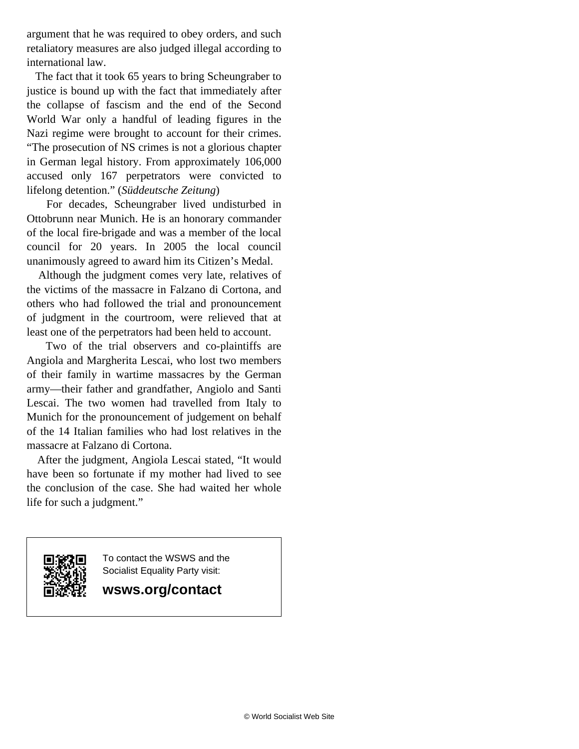argument that he was required to obey orders, and such retaliatory measures are also judged illegal according to international law.

The fact that it took 65 years to bring Scheungraber to justice is bound up with the fact that immediately after the collapse of fascism and the end of the Second World War only a handful of leading figures in the Nazi regime were brought to account for their crimes. "The prosecution of NS crimes is not a glorious chapter in German legal history. From approximately 106,000 accused only 167 perpetrators were convicted to lifelong detention." (*Süddeutsche Zeitung*)

For decades, Scheungraber lived undisturbed in Ottobrunn near Munich. He is an honorary commander of the local fire-brigade and was a member of the local council for 20 years. In 2005 the local council unanimously agreed to award him its Citizen's Medal.

Although the judgment comes very late, relatives of the victims of the massacre in Falzano di Cortona, and others who had followed the trial and pronouncement of judgment in the courtroom, were relieved that at least one of the perpetrators had been held to account.

Two of the trial observers and co-plaintiffs are Angiola and Margherita Lescai, who lost two members of their family in wartime massacres by the German army—their father and grandfather, Angiolo and Santi Lescai. The two women had travelled from Italy to Munich for the pronouncement of judgement on behalf of the 14 Italian families who had lost relatives in the massacre at Falzano di Cortona.

After the judgment, Angiola Lescai stated, "It would have been so fortunate if my mother had lived to see the conclusion of the case. She had waited her whole life for such a judgment."

To contact the WSWS and the Socialist Equality Party visit:

**wsws.org/contact**